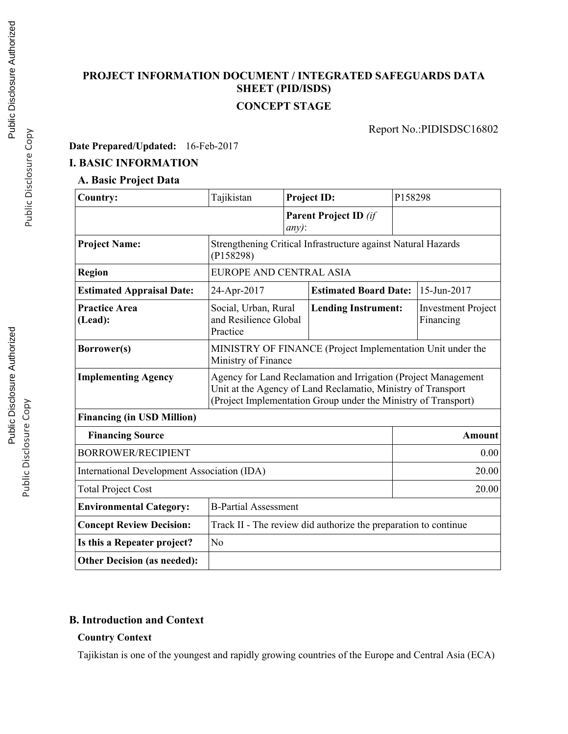# PROJECT INFORMATION DOCUMENT / INTEGRATED SAFEGUARDS DATA SHEET (PID/ISDS)

## CONCEPT STAGE

Report No.:PIDISDSC16802

**Date Prepared/Updated:** 16-Feb-2017

## I. BASIC INFORMATION

### A. Basic Project Data

| **Country:** | Tajikistan | **Project ID:** | P158298 | |
|---|---|---|---|---|
| | | **Parent Project ID** *(if any)*: | | |
| **Project Name:** | Strengthening Critical Infrastructure against Natural Hazards (P158298) | | | |
| **Region** | EUROPE AND CENTRAL ASIA | | | |
| **Estimated Appraisal Date:** | 24-Apr-2017 | **Estimated Board Date:** | | 15-Jun-2017 |
| **Practice Area (Lead):** | Social, Urban, Rural and Resilience Global Practice | **Lending Instrument:** | | Investment Project Financing |
| **Borrower(s)** | MINISTRY OF FINANCE (Project Implementation Unit under the Ministry of Finance | | | |
| **Implementing Agency** | Agency for Land Reclamation and Irrigation (Project Management Unit at the Agency of Land Reclamatio, Ministry of Transport (Project Implementation Group under the Ministry of Transport) | | | |

| **Financing (in USD Million)** | |
|---|---|
| **Financing Source** | **Amount** |
| BORROWER/RECIPIENT | 0.00 |
| International Development Association (IDA) | 20.00 |
| Total Project Cost | 20.00 |

| | |
|---|---|
| **Environmental Category:** | B-Partial Assessment |
| **Concept Review Decision:** | Track II - The review did authorize the preparation to continue |
| **Is this a Repeater project?** | No |
| **Other Decision (as needed):** | |

### B. Introduction and Context

#### Country Context

Tajikistan is one of the youngest and rapidly growing countries of the Europe and Central Asia (ECA)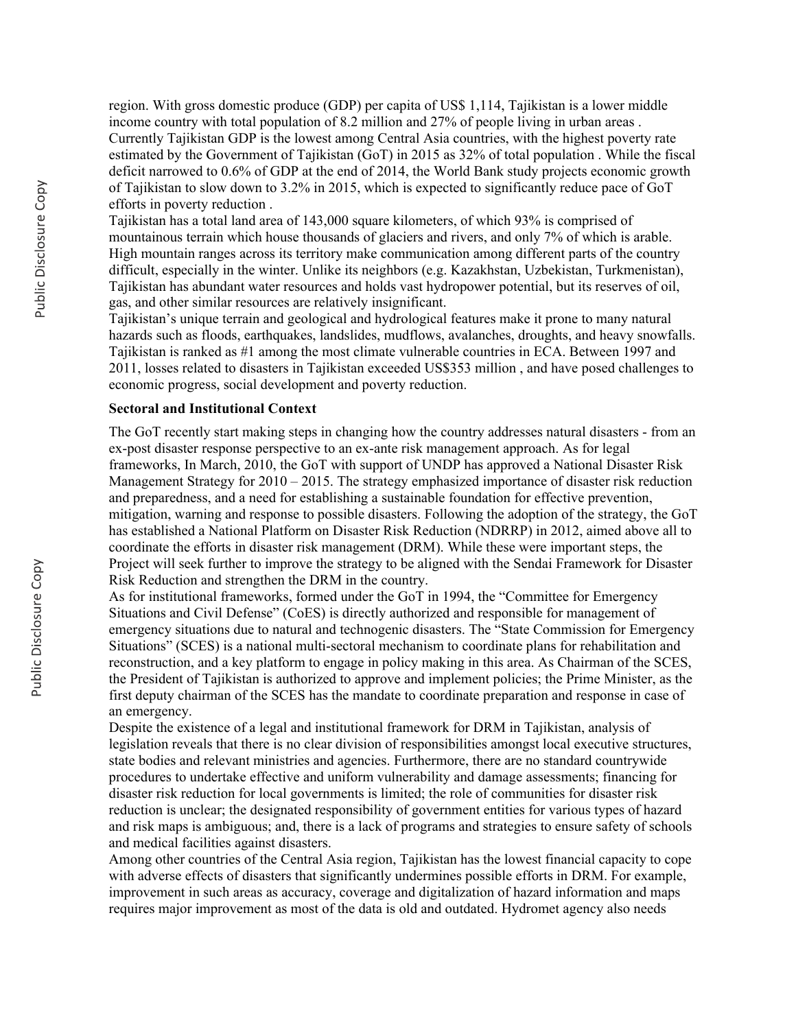region. With gross domestic produce (GDP) per capita of US$ 1,114, Tajikistan is a lower middle income country with total population of 8.2 million and 27% of people living in urban areas . Currently Tajikistan GDP is the lowest among Central Asia countries, with the highest poverty rate estimated by the Government of Tajikistan (GoT) in 2015 as 32% of total population . While the fiscal deficit narrowed to 0.6% of GDP at the end of 2014, the World Bank study projects economic growth of Tajikistan to slow down to 3.2% in 2015, which is expected to significantly reduce pace of GoT efforts in poverty reduction .

Tajikistan has a total land area of 143,000 square kilometers, of which 93% is comprised of mountainous terrain which house thousands of glaciers and rivers, and only 7% of which is arable. High mountain ranges across its territory make communication among different parts of the country difficult, especially in the winter. Unlike its neighbors (e.g. Kazakhstan, Uzbekistan, Turkmenistan), Tajikistan has abundant water resources and holds vast hydropower potential, but its reserves of oil, gas, and other similar resources are relatively insignificant.

Tajikistan's unique terrain and geological and hydrological features make it prone to many natural hazards such as floods, earthquakes, landslides, mudflows, avalanches, droughts, and heavy snowfalls. Tajikistan is ranked as #1 among the most climate vulnerable countries in ECA. Between 1997 and 2011, losses related to disasters in Tajikistan exceeded US$353 million , and have posed challenges to economic progress, social development and poverty reduction.

**Sectoral and Institutional Context**

The GoT recently start making steps in changing how the country addresses natural disasters - from an ex-post disaster response perspective to an ex-ante risk management approach. As for legal frameworks, In March, 2010, the GoT with support of UNDP has approved a National Disaster Risk Management Strategy for 2010 – 2015. The strategy emphasized importance of disaster risk reduction and preparedness, and a need for establishing a sustainable foundation for effective prevention, mitigation, warning and response to possible disasters. Following the adoption of the strategy, the GoT has established a National Platform on Disaster Risk Reduction (NDRRP) in 2012, aimed above all to coordinate the efforts in disaster risk management (DRM). While these were important steps, the Project will seek further to improve the strategy to be aligned with the Sendai Framework for Disaster Risk Reduction and strengthen the DRM in the country.

As for institutional frameworks, formed under the GoT in 1994, the "Committee for Emergency Situations and Civil Defense" (CoES) is directly authorized and responsible for management of emergency situations due to natural and technogenic disasters. The "State Commission for Emergency Situations" (SCES) is a national multi-sectoral mechanism to coordinate plans for rehabilitation and reconstruction, and a key platform to engage in policy making in this area. As Chairman of the SCES, the President of Tajikistan is authorized to approve and implement policies; the Prime Minister, as the first deputy chairman of the SCES has the mandate to coordinate preparation and response in case of an emergency.

Despite the existence of a legal and institutional framework for DRM in Tajikistan, analysis of legislation reveals that there is no clear division of responsibilities amongst local executive structures, state bodies and relevant ministries and agencies. Furthermore, there are no standard countrywide procedures to undertake effective and uniform vulnerability and damage assessments; financing for disaster risk reduction for local governments is limited; the role of communities for disaster risk reduction is unclear; the designated responsibility of government entities for various types of hazard and risk maps is ambiguous; and, there is a lack of programs and strategies to ensure safety of schools and medical facilities against disasters.

Among other countries of the Central Asia region, Tajikistan has the lowest financial capacity to cope with adverse effects of disasters that significantly undermines possible efforts in DRM. For example, improvement in such areas as accuracy, coverage and digitalization of hazard information and maps requires major improvement as most of the data is old and outdated. Hydromet agency also needs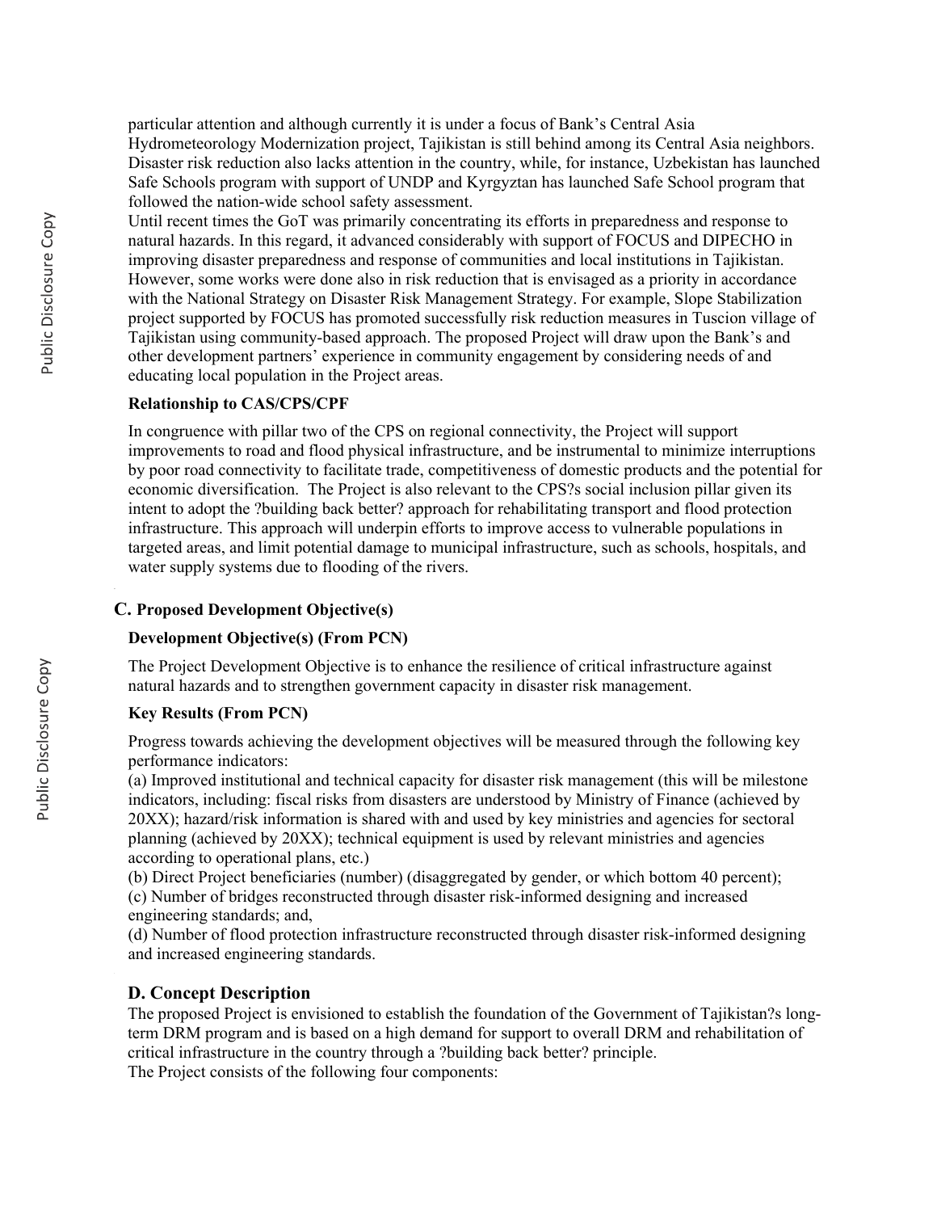particular attention and although currently it is under a focus of Bank's Central Asia Hydrometeorology Modernization project, Tajikistan is still behind among its Central Asia neighbors. Disaster risk reduction also lacks attention in the country, while, for instance, Uzbekistan has launched Safe Schools program with support of UNDP and Kyrgyztan has launched Safe School program that followed the nation-wide school safety assessment.

Until recent times the GoT was primarily concentrating its efforts in preparedness and response to natural hazards. In this regard, it advanced considerably with support of FOCUS and DIPECHO in improving disaster preparedness and response of communities and local institutions in Tajikistan. However, some works were done also in risk reduction that is envisaged as a priority in accordance with the National Strategy on Disaster Risk Management Strategy. For example, Slope Stabilization project supported by FOCUS has promoted successfully risk reduction measures in Tuscion village of Tajikistan using community-based approach. The proposed Project will draw upon the Bank's and other development partners' experience in community engagement by considering needs of and educating local population in the Project areas.

**Relationship to CAS/CPS/CPF**

In congruence with pillar two of the CPS on regional connectivity, the Project will support improvements to road and flood physical infrastructure, and be instrumental to minimize interruptions by poor road connectivity to facilitate trade, competitiveness of domestic products and the potential for economic diversification. The Project is also relevant to the CPS?s social inclusion pillar given its intent to adopt the ?building back better? approach for rehabilitating transport and flood protection infrastructure. This approach will underpin efforts to improve access to vulnerable populations in targeted areas, and limit potential damage to municipal infrastructure, such as schools, hospitals, and water supply systems due to flooding of the rivers.

## C. Proposed Development Objective(s)

**Development Objective(s) (From PCN)**

The Project Development Objective is to enhance the resilience of critical infrastructure against natural hazards and to strengthen government capacity in disaster risk management.

**Key Results (From PCN)**

Progress towards achieving the development objectives will be measured through the following key performance indicators:

(a) Improved institutional and technical capacity for disaster risk management (this will be milestone indicators, including: fiscal risks from disasters are understood by Ministry of Finance (achieved by 20XX); hazard/risk information is shared with and used by key ministries and agencies for sectoral planning (achieved by 20XX); technical equipment is used by relevant ministries and agencies according to operational plans, etc.)

(b) Direct Project beneficiaries (number) (disaggregated by gender, or which bottom 40 percent);

(c) Number of bridges reconstructed through disaster risk-informed designing and increased engineering standards; and,

(d) Number of flood protection infrastructure reconstructed through disaster risk-informed designing and increased engineering standards.

## D. Concept Description

The proposed Project is envisioned to establish the foundation of the Government of Tajikistan?s long-term DRM program and is based on a high demand for support to overall DRM and rehabilitation of critical infrastructure in the country through a ?building back better? principle.

The Project consists of the following four components: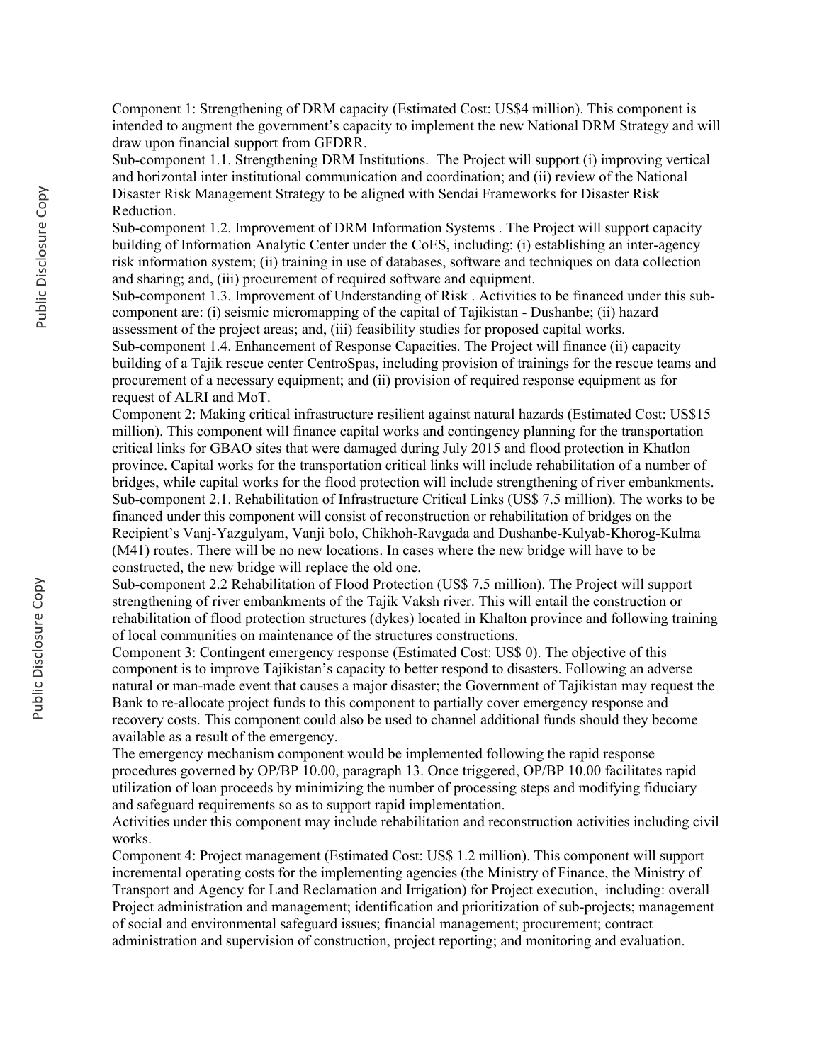Component 1: Strengthening of DRM capacity (Estimated Cost: US$4 million). This component is intended to augment the government's capacity to implement the new National DRM Strategy and will draw upon financial support from GFDRR.

Sub-component 1.1. Strengthening DRM Institutions. The Project will support (i) improving vertical and horizontal inter institutional communication and coordination; and (ii) review of the National Disaster Risk Management Strategy to be aligned with Sendai Frameworks for Disaster Risk Reduction.

Sub-component 1.2. Improvement of DRM Information Systems . The Project will support capacity building of Information Analytic Center under the CoES, including: (i) establishing an inter-agency risk information system; (ii) training in use of databases, software and techniques on data collection and sharing; and, (iii) procurement of required software and equipment.

Sub-component 1.3. Improvement of Understanding of Risk . Activities to be financed under this sub-component are: (i) seismic micromapping of the capital of Tajikistan - Dushanbe; (ii) hazard assessment of the project areas; and, (iii) feasibility studies for proposed capital works.

Sub-component 1.4. Enhancement of Response Capacities. The Project will finance (ii) capacity building of a Tajik rescue center CentroSpas, including provision of trainings for the rescue teams and procurement of a necessary equipment; and (ii) provision of required response equipment as for request of ALRI and MoT.

Component 2: Making critical infrastructure resilient against natural hazards (Estimated Cost: US$15 million). This component will finance capital works and contingency planning for the transportation critical links for GBAO sites that were damaged during July 2015 and flood protection in Khatlon province. Capital works for the transportation critical links will include rehabilitation of a number of bridges, while capital works for the flood protection will include strengthening of river embankments.

Sub-component 2.1. Rehabilitation of Infrastructure Critical Links (US$ 7.5 million). The works to be financed under this component will consist of reconstruction or rehabilitation of bridges on the Recipient's Vanj-Yazgulyam, Vanji bolo, Chikhoh-Ravgada and Dushanbe-Kulyab-Khorog-Kulma (M41) routes. There will be no new locations. In cases where the new bridge will have to be constructed, the new bridge will replace the old one.

Sub-component 2.2 Rehabilitation of Flood Protection (US$ 7.5 million). The Project will support strengthening of river embankments of the Tajik Vaksh river. This will entail the construction or rehabilitation of flood protection structures (dykes) located in Khalton province and following training of local communities on maintenance of the structures constructions.

Component 3: Contingent emergency response (Estimated Cost: US$ 0). The objective of this component is to improve Tajikistan's capacity to better respond to disasters. Following an adverse natural or man-made event that causes a major disaster; the Government of Tajikistan may request the Bank to re-allocate project funds to this component to partially cover emergency response and recovery costs. This component could also be used to channel additional funds should they become available as a result of the emergency.

The emergency mechanism component would be implemented following the rapid response procedures governed by OP/BP 10.00, paragraph 13. Once triggered, OP/BP 10.00 facilitates rapid utilization of loan proceeds by minimizing the number of processing steps and modifying fiduciary and safeguard requirements so as to support rapid implementation.

Activities under this component may include rehabilitation and reconstruction activities including civil works.

Component 4: Project management (Estimated Cost: US$ 1.2 million). This component will support incremental operating costs for the implementing agencies (the Ministry of Finance, the Ministry of Transport and Agency for Land Reclamation and Irrigation) for Project execution, including: overall Project administration and management; identification and prioritization of sub-projects; management of social and environmental safeguard issues; financial management; procurement; contract administration and supervision of construction, project reporting; and monitoring and evaluation.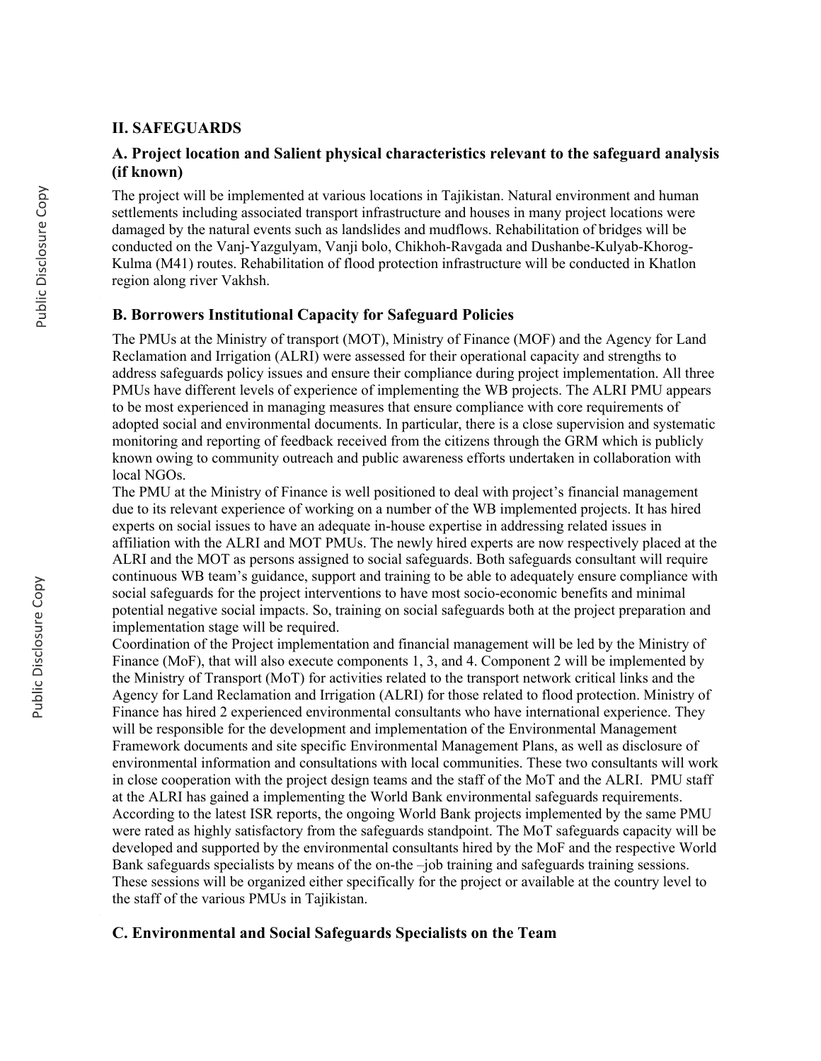## II. SAFEGUARDS

### A. Project location and Salient physical characteristics relevant to the safeguard analysis (if known)

The project will be implemented at various locations in Tajikistan. Natural environment and human settlements including associated transport infrastructure and houses in many project locations were damaged by the natural events such as landslides and mudflows. Rehabilitation of bridges will be conducted on the Vanj-Yazgulyam, Vanji bolo, Chikhoh-Ravgada and Dushanbe-Kulyab-Khorog-Kulma (M41) routes. Rehabilitation of flood protection infrastructure will be conducted in Khatlon region along river Vakhsh.

### B. Borrowers Institutional Capacity for Safeguard Policies

The PMUs at the Ministry of transport (MOT), Ministry of Finance (MOF) and the Agency for Land Reclamation and Irrigation (ALRI) were assessed for their operational capacity and strengths to address safeguards policy issues and ensure their compliance during project implementation. All three PMUs have different levels of experience of implementing the WB projects. The ALRI PMU appears to be most experienced in managing measures that ensure compliance with core requirements of adopted social and environmental documents. In particular, there is a close supervision and systematic monitoring and reporting of feedback received from the citizens through the GRM which is publicly known owing to community outreach and public awareness efforts undertaken in collaboration with local NGOs.

The PMU at the Ministry of Finance is well positioned to deal with project's financial management due to its relevant experience of working on a number of the WB implemented projects. It has hired experts on social issues to have an adequate in-house expertise in addressing related issues in affiliation with the ALRI and MOT PMUs. The newly hired experts are now respectively placed at the ALRI and the MOT as persons assigned to social safeguards. Both safeguards consultant will require continuous WB team's guidance, support and training to be able to adequately ensure compliance with social safeguards for the project interventions to have most socio-economic benefits and minimal potential negative social impacts. So, training on social safeguards both at the project preparation and implementation stage will be required.

Coordination of the Project implementation and financial management will be led by the Ministry of Finance (MoF), that will also execute components 1, 3, and 4. Component 2 will be implemented by the Ministry of Transport (MoT) for activities related to the transport network critical links and the Agency for Land Reclamation and Irrigation (ALRI) for those related to flood protection. Ministry of Finance has hired 2 experienced environmental consultants who have international experience. They will be responsible for the development and implementation of the Environmental Management Framework documents and site specific Environmental Management Plans, as well as disclosure of environmental information and consultations with local communities. These two consultants will work in close cooperation with the project design teams and the staff of the MoT and the ALRI. PMU staff at the ALRI has gained a implementing the World Bank environmental safeguards requirements. According to the latest ISR reports, the ongoing World Bank projects implemented by the same PMU were rated as highly satisfactory from the safeguards standpoint. The MoT safeguards capacity will be developed and supported by the environmental consultants hired by the MoF and the respective World Bank safeguards specialists by means of the on-the –job training and safeguards training sessions. These sessions will be organized either specifically for the project or available at the country level to the staff of the various PMUs in Tajikistan.

### C. Environmental and Social Safeguards Specialists on the Team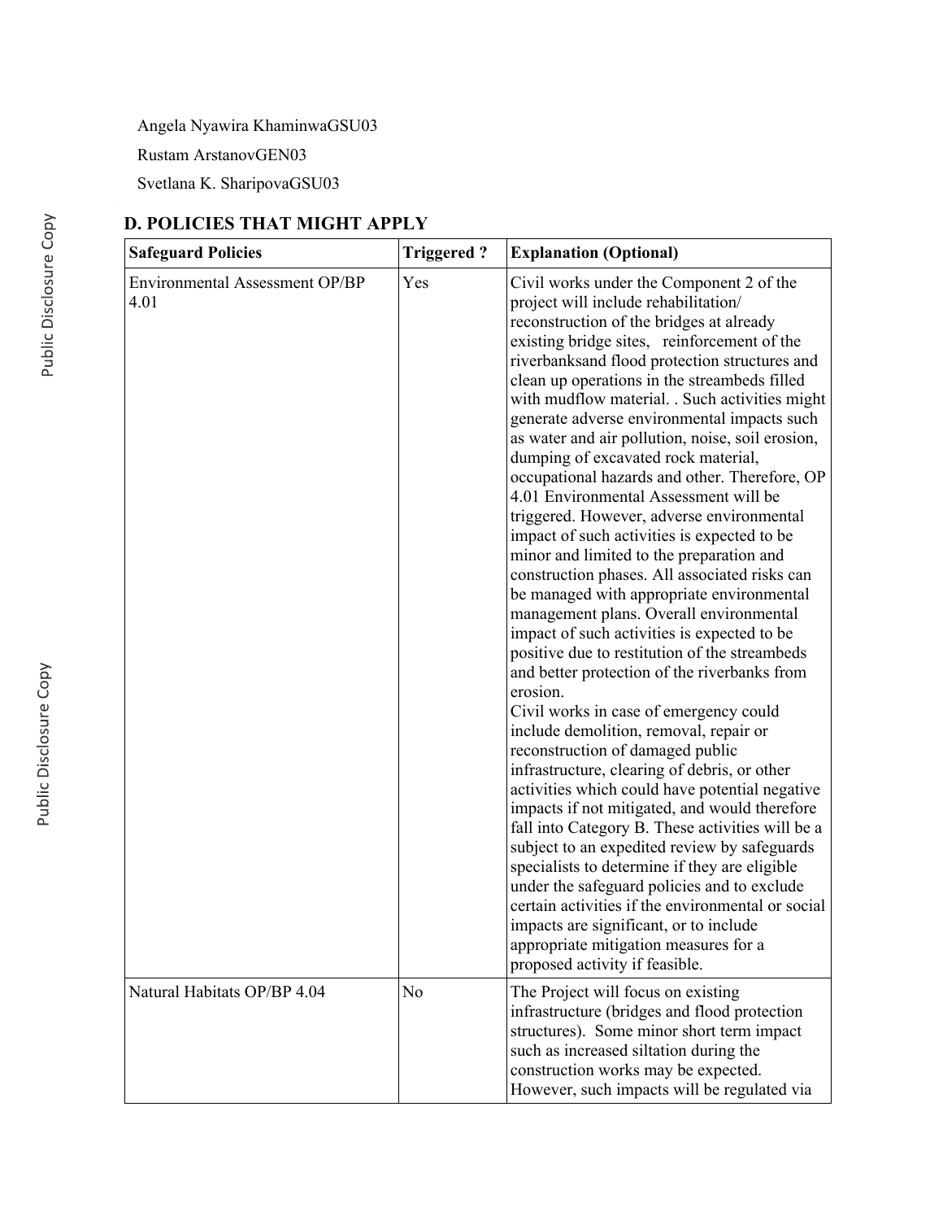Angela Nyawira KhaminwaGSU03

Rustam ArstanovGEN03

Svetlana K. SharipovaGSU03

## D. POLICIES THAT MIGHT APPLY

| Safeguard Policies | Triggered ? | Explanation (Optional) |
| --- | --- | --- |
| Environmental Assessment OP/BP 4.01 | Yes | Civil works under the Component 2 of the project will include rehabilitation/ reconstruction of the bridges at already existing bridge sites, reinforcement of the riverbanksand flood protection structures and clean up operations in the streambeds filled with mudflow material. . Such activities might generate adverse environmental impacts such as water and air pollution, noise, soil erosion, dumping of excavated rock material, occupational hazards and other. Therefore, OP 4.01 Environmental Assessment will be triggered. However, adverse environmental impact of such activities is expected to be minor and limited to the preparation and construction phases. All associated risks can be managed with appropriate environmental management plans. Overall environmental impact of such activities is expected to be positive due to restitution of the streambeds and better protection of the riverbanks from erosion.<br>Civil works in case of emergency could include demolition, removal, repair or reconstruction of damaged public infrastructure, clearing of debris, or other activities which could have potential negative impacts if not mitigated, and would therefore fall into Category B. These activities will be a subject to an expedited review by safeguards specialists to determine if they are eligible under the safeguard policies and to exclude certain activities if the environmental or social impacts are significant, or to include appropriate mitigation measures for a proposed activity if feasible. |
| Natural Habitats OP/BP 4.04 | No | The Project will focus on existing infrastructure (bridges and flood protection structures). Some minor short term impact such as increased siltation during the construction works may be expected. However, such impacts will be regulated via |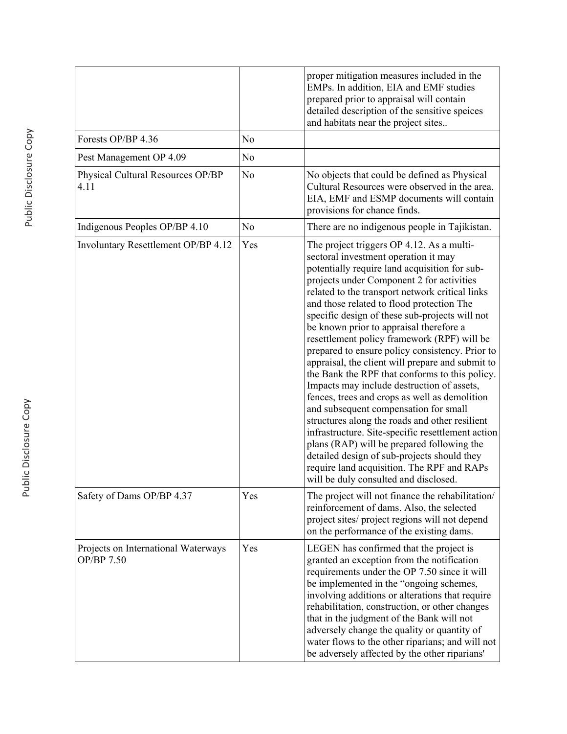| | | |
|---|---|---|
| | | proper mitigation measures included in the EMPs. In addition, EIA and EMF studies prepared prior to appraisal will contain detailed description of the sensitive speices and habitats near the project sites.. |
| Forests OP/BP 4.36 | No | |
| Pest Management OP 4.09 | No | |
| Physical Cultural Resources OP/BP 4.11 | No | No objects that could be defined as Physical Cultural Resources were observed in the area. EIA, EMF and ESMP documents will contain provisions for chance finds. |
| Indigenous Peoples OP/BP 4.10 | No | There are no indigenous people in Tajikistan. |
| Involuntary Resettlement OP/BP 4.12 | Yes | The project triggers OP 4.12. As a multi-sectoral investment operation it may potentially require land acquisition for sub-projects under Component 2 for activities related to the transport network critical links and those related to flood protection The specific design of these sub-projects will not be known prior to appraisal therefore a resettlement policy framework (RPF) will be prepared to ensure policy consistency. Prior to appraisal, the client will prepare and submit to the Bank the RPF that conforms to this policy. Impacts may include destruction of assets, fences, trees and crops as well as demolition and subsequent compensation for small structures along the roads and other resilient infrastructure. Site-specific resettlement action plans (RAP) will be prepared following the detailed design of sub-projects should they require land acquisition. The RPF and RAPs will be duly consulted and disclosed. |
| Safety of Dams OP/BP 4.37 | Yes | The project will not finance the rehabilitation/ reinforcement of dams. Also, the selected project sites/ project regions will not depend on the performance of the existing dams. |
| Projects on International Waterways OP/BP 7.50 | Yes | LEGEN has confirmed that the project is granted an exception from the notification requirements under the OP 7.50 since it will be implemented in the "ongoing schemes, involving additions or alterations that require rehabilitation, construction, or other changes that in the judgment of the Bank will not adversely change the quality or quantity of water flows to the other riparians; and will not be adversely affected by the other riparians' |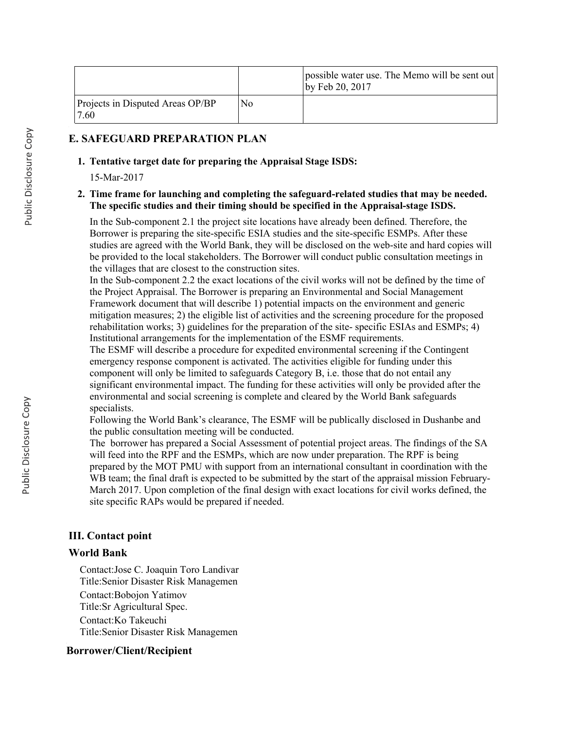| | | |
|---|---|---|
| | | possible water use. The Memo will be sent out by Feb 20, 2017 |
| Projects in Disputed Areas OP/BP 7.60 | No | |

## E. SAFEGUARD PREPARATION PLAN

**1. Tentative target date for preparing the Appraisal Stage ISDS:**

15-Mar-2017

**2. Time frame for launching and completing the safeguard-related studies that may be needed. The specific studies and their timing should be specified in the Appraisal-stage ISDS.**

In the Sub-component 2.1 the project site locations have already been defined. Therefore, the Borrower is preparing the site-specific ESIA studies and the site-specific ESMPs. After these studies are agreed with the World Bank, they will be disclosed on the web-site and hard copies will be provided to the local stakeholders. The Borrower will conduct public consultation meetings in the villages that are closest to the construction sites.
In the Sub-component 2.2 the exact locations of the civil works will not be defined by the time of the Project Appraisal. The Borrower is preparing an Environmental and Social Management Framework document that will describe 1) potential impacts on the environment and generic mitigation measures; 2) the eligible list of activities and the screening procedure for the proposed rehabilitation works; 3) guidelines for the preparation of the site- specific ESIAs and ESMPs; 4) Institutional arrangements for the implementation of the ESMF requirements.
The ESMF will describe a procedure for expedited environmental screening if the Contingent emergency response component is activated. The activities eligible for funding under this component will only be limited to safeguards Category B, i.e. those that do not entail any significant environmental impact. The funding for these activities will only be provided after the environmental and social screening is complete and cleared by the World Bank safeguards specialists.
Following the World Bank's clearance, The ESMF will be publically disclosed in Dushanbe and the public consultation meeting will be conducted.
The borrower has prepared a Social Assessment of potential project areas. The findings of the SA will feed into the RPF and the ESMPs, which are now under preparation. The RPF is being prepared by the MOT PMU with support from an international consultant in coordination with the WB team; the final draft is expected to be submitted by the start of the appraisal mission February-March 2017. Upon completion of the final design with exact locations for civil works defined, the site specific RAPs would be prepared if needed.

## III. Contact point

### World Bank

Contact:Jose C. Joaquin Toro Landivar
Title:Senior Disaster Risk Managemen

Contact:Bobojon Yatimov
Title:Sr Agricultural Spec.

Contact:Ko Takeuchi
Title:Senior Disaster Risk Managemen

### Borrower/Client/Recipient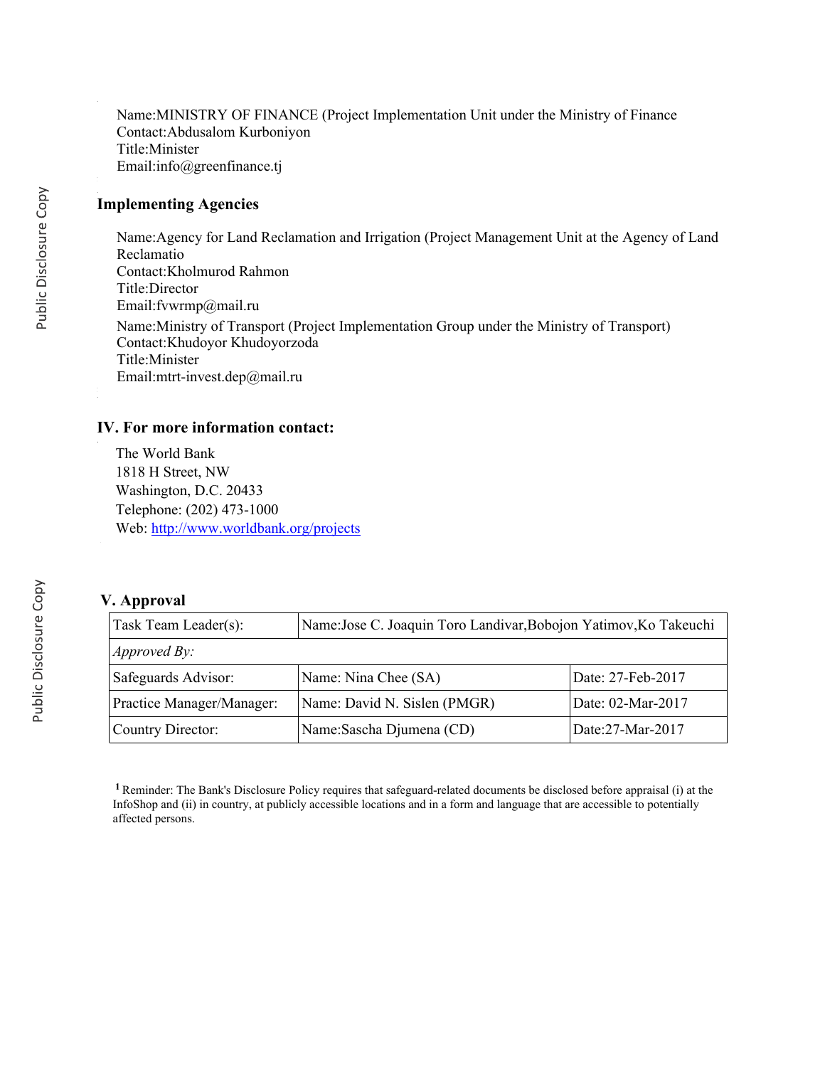Name:MINISTRY OF FINANCE (Project Implementation Unit under the Ministry of Finance
Contact:Abdusalom Kurboniyon
Title:Minister
Email:info@greenfinance.tj

**Implementing Agencies**

Name:Agency for Land Reclamation and Irrigation (Project Management Unit at the Agency of Land Reclamatio
Contact:Kholmurod Rahmon
Title:Director
Email:fvwrmp@mail.ru

Name:Ministry of Transport (Project Implementation Group under the Ministry of Transport)
Contact:Khudoyor Khudoyorzoda
Title:Minister
Email:mtrt-invest.dep@mail.ru

## IV. For more information contact:

The World Bank
1818 H Street, NW
Washington, D.C. 20433
Telephone: (202) 473-1000
Web: http://www.worldbank.org/projects

## V. Approval

| | | |
|---|---|---|
| Task Team Leader(s): | Name:Jose C. Joaquin Toro Landivar,Bobojon Yatimov,Ko Takeuchi | |
| *Approved By:* | | |
| Safeguards Advisor: | Name: Nina Chee (SA) | Date: 27-Feb-2017 |
| Practice Manager/Manager: | Name: David N. Sislen (PMGR) | Date: 02-Mar-2017 |
| Country Director: | Name:Sascha Djumena (CD) | Date:27-Mar-2017 |

[1] Reminder: The Bank's Disclosure Policy requires that safeguard-related documents be disclosed before appraisal (i) at the InfoShop and (ii) in country, at publicly accessible locations and in a form and language that are accessible to potentially affected persons.